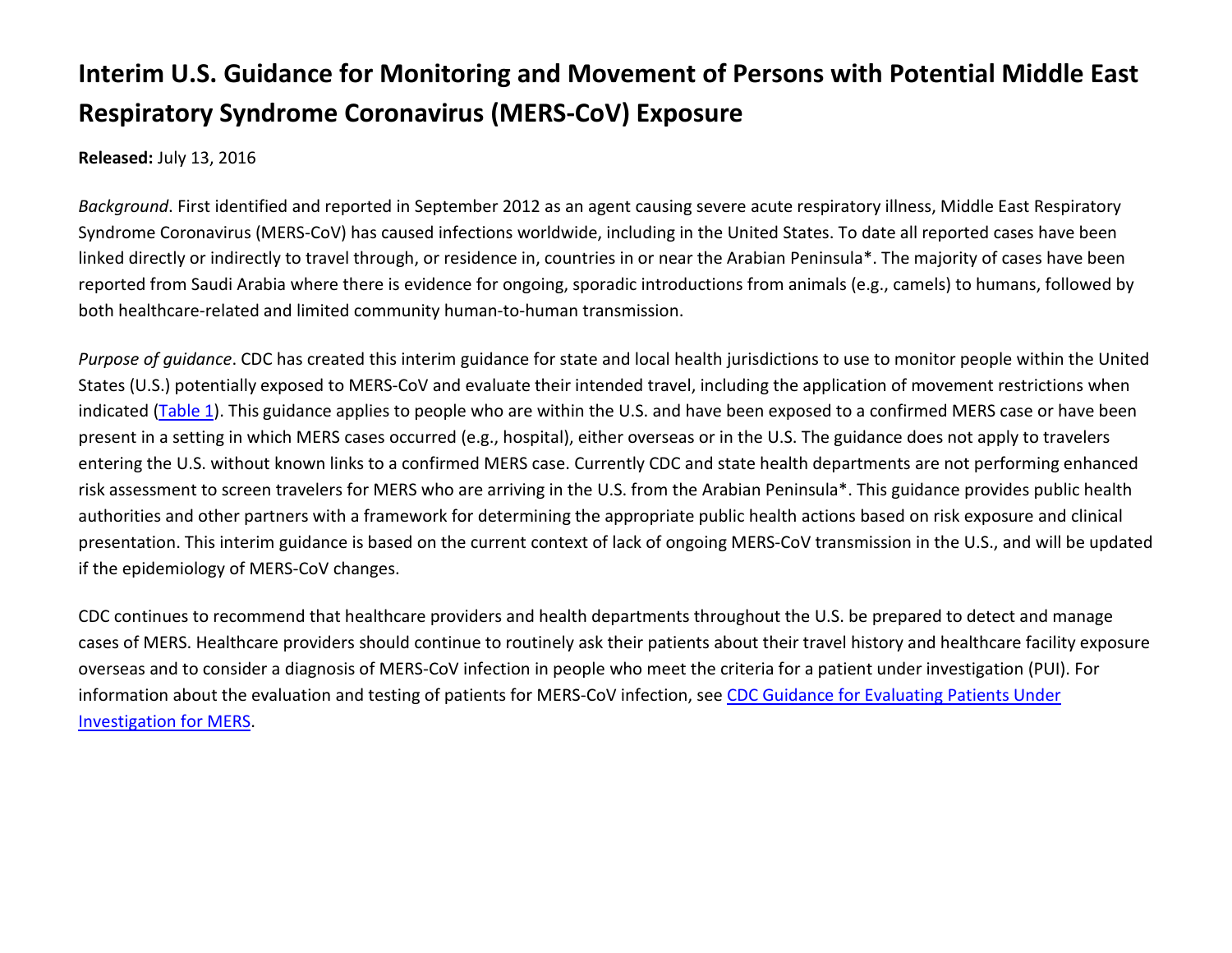# Interim U.S. Guidance for Monitoring and Movement of Persons with Potential Middle East Respiratory Syndrome Coronavirus (MERS-CoV) Exposure

**Released:** July 13, 2016

*Background*. First identified and reported in September 2012 as an agent causing severe acute respiratory illness, Middle East Respiratory Syndrome Coronavirus (MERS-CoV) has caused infections worldwide, including in the United States. To date all reported cases have been linked directly or indirectly to travel through, or residence in, countries in or near the Arabian Peninsula*. The majority of cases have been reported from Saudi Arabia where there is evidence for ongoing, sporadic introductions from animals (e.g., camels) to humans, followed by both healthcare-related and limited community human-to-human transmission.

*Purpose of guidance*. CDC has created this interim guidance for state and local health jurisdictions to use to monitor people within the United States (U.S.) potentially exposed to MERS-CoV and evaluate their intended travel, including the application of movement restrictions when indicated (Table 1). This guidance applies to people who are within the U.S. and have been exposed to a confirmed MERS case or have been present in a setting in which MERS cases occurred (e.g., hospital), either overseas or in the U.S. The guidance does not apply to travelers entering the U.S. without known links to a confirmed MERS case. Currently CDC and state health departments are not performing enhanced risk assessment to screen travelers for MERS who are arriving in the U.S. from the Arabian Peninsula*. This guidance provides public health authorities and other partners with a framework for determining the appropriate public health actions based on risk exposure and clinical presentation. This interim guidance is based on the current context of lack of ongoing MERS-CoV transmission in the U.S., and will be updated if the epidemiology of MERS-CoV changes.

CDC continues to recommend that healthcare providers and health departments throughout the U.S. be prepared to detect and manage cases of MERS. Healthcare providers should continue to routinely ask their patients about their travel history and healthcare facility exposure overseas and to consider a diagnosis of MERS-CoV infection in people who meet the criteria for a patient under investigation (PUI). For information about the evaluation and testing of patients for MERS-CoV infection, see CDC Guidance for Evaluating Patients Under Investigation for MERS.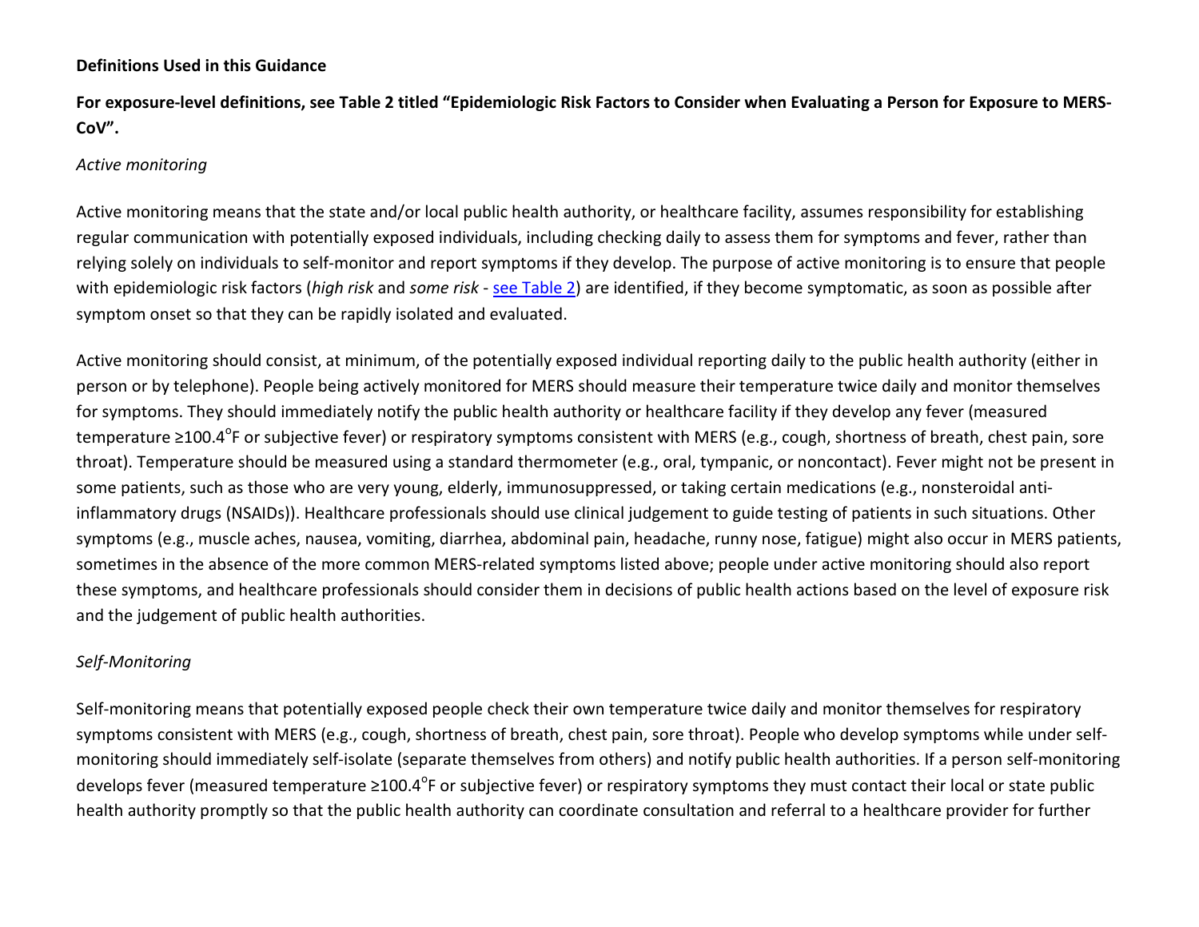**Definitions Used in this Guidance**

**For exposure-level definitions, see Table 2 titled "Epidemiologic Risk Factors to Consider when Evaluating a Person for Exposure to MERS-CoV".**

*Active monitoring*

Active monitoring means that the state and/or local public health authority, or healthcare facility, assumes responsibility for establishing regular communication with potentially exposed individuals, including checking daily to assess them for symptoms and fever, rather than relying solely on individuals to self-monitor and report symptoms if they develop. The purpose of active monitoring is to ensure that people with epidemiologic risk factors (*high risk* and *some risk* - see Table 2) are identified, if they become symptomatic, as soon as possible after symptom onset so that they can be rapidly isolated and evaluated.

Active monitoring should consist, at minimum, of the potentially exposed individual reporting daily to the public health authority (either in person or by telephone). People being actively monitored for MERS should measure their temperature twice daily and monitor themselves for symptoms. They should immediately notify the public health authority or healthcare facility if they develop any fever (measured temperature ≥100.4°F or subjective fever) or respiratory symptoms consistent with MERS (e.g., cough, shortness of breath, chest pain, sore throat). Temperature should be measured using a standard thermometer (e.g., oral, tympanic, or noncontact). Fever might not be present in some patients, such as those who are very young, elderly, immunosuppressed, or taking certain medications (e.g., nonsteroidal anti-inflammatory drugs (NSAIDs)). Healthcare professionals should use clinical judgement to guide testing of patients in such situations. Other symptoms (e.g., muscle aches, nausea, vomiting, diarrhea, abdominal pain, headache, runny nose, fatigue) might also occur in MERS patients, sometimes in the absence of the more common MERS-related symptoms listed above; people under active monitoring should also report these symptoms, and healthcare professionals should consider them in decisions of public health actions based on the level of exposure risk and the judgement of public health authorities.

*Self-Monitoring*

Self-monitoring means that potentially exposed people check their own temperature twice daily and monitor themselves for respiratory symptoms consistent with MERS (e.g., cough, shortness of breath, chest pain, sore throat). People who develop symptoms while under self-monitoring should immediately self-isolate (separate themselves from others) and notify public health authorities. If a person self-monitoring develops fever (measured temperature ≥100.4°F or subjective fever) or respiratory symptoms they must contact their local or state public health authority promptly so that the public health authority can coordinate consultation and referral to a healthcare provider for further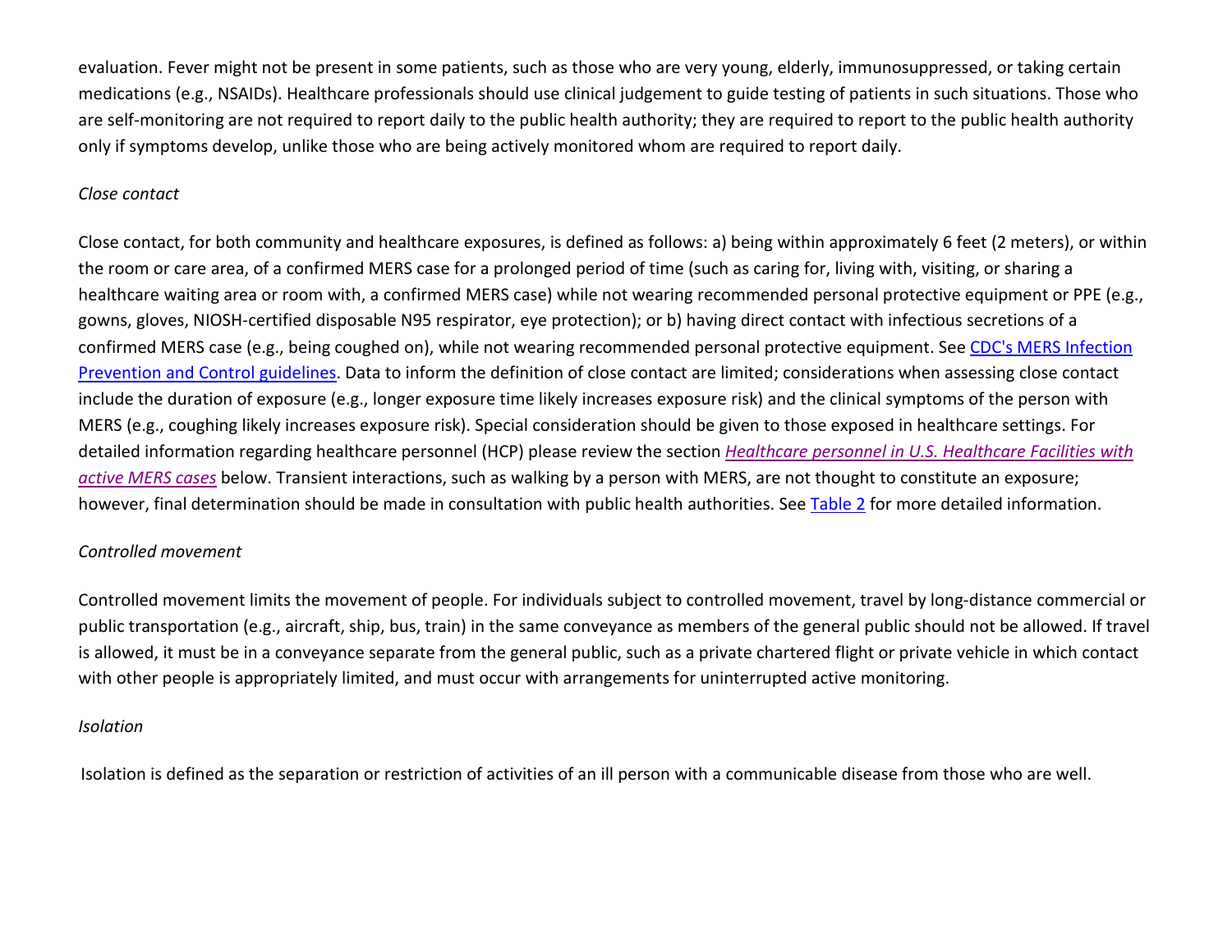evaluation. Fever might not be present in some patients, such as those who are very young, elderly, immunosuppressed, or taking certain medications (e.g., NSAIDs). Healthcare professionals should use clinical judgement to guide testing of patients in such situations. Those who are self-monitoring are not required to report daily to the public health authority; they are required to report to the public health authority only if symptoms develop, unlike those who are being actively monitored whom are required to report daily.

*Close contact*

Close contact, for both community and healthcare exposures, is defined as follows: a) being within approximately 6 feet (2 meters), or within the room or care area, of a confirmed MERS case for a prolonged period of time (such as caring for, living with, visiting, or sharing a healthcare waiting area or room with, a confirmed MERS case) while not wearing recommended personal protective equipment or PPE (e.g., gowns, gloves, NIOSH-certified disposable N95 respirator, eye protection); or b) having direct contact with infectious secretions of a confirmed MERS case (e.g., being coughed on), while not wearing recommended personal protective equipment. See CDC's MERS Infection Prevention and Control guidelines. Data to inform the definition of close contact are limited; considerations when assessing close contact include the duration of exposure (e.g., longer exposure time likely increases exposure risk) and the clinical symptoms of the person with MERS (e.g., coughing likely increases exposure risk). Special consideration should be given to those exposed in healthcare settings. For detailed information regarding healthcare personnel (HCP) please review the section *Healthcare personnel in U.S. Healthcare Facilities with active MERS cases* below. Transient interactions, such as walking by a person with MERS, are not thought to constitute an exposure; however, final determination should be made in consultation with public health authorities. See Table 2 for more detailed information.

*Controlled movement*

Controlled movement limits the movement of people. For individuals subject to controlled movement, travel by long-distance commercial or public transportation (e.g., aircraft, ship, bus, train) in the same conveyance as members of the general public should not be allowed. If travel is allowed, it must be in a conveyance separate from the general public, such as a private chartered flight or private vehicle in which contact with other people is appropriately limited, and must occur with arrangements for uninterrupted active monitoring.

*Isolation*

Isolation is defined as the separation or restriction of activities of an ill person with a communicable disease from those who are well.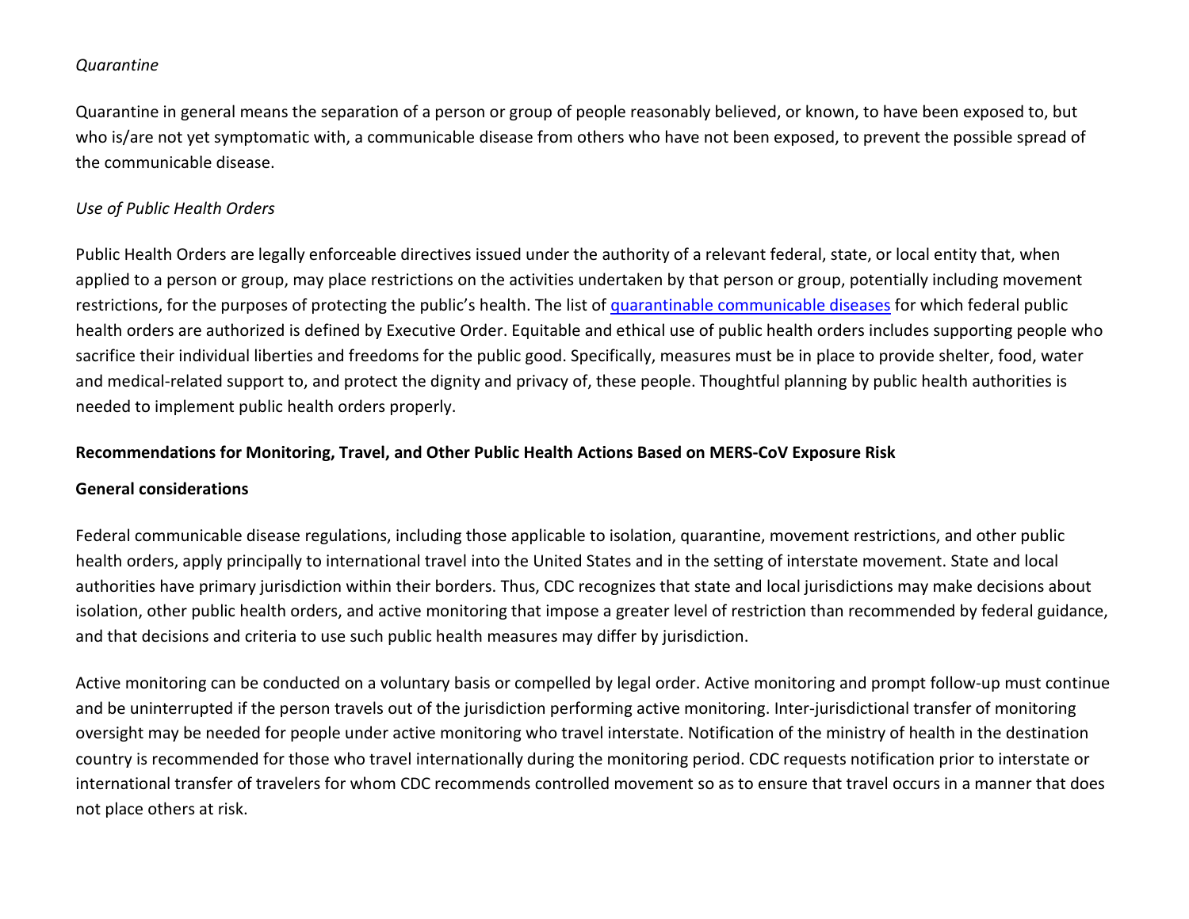*Quarantine*

Quarantine in general means the separation of a person or group of people reasonably believed, or known, to have been exposed to, but who is/are not yet symptomatic with, a communicable disease from others who have not been exposed, to prevent the possible spread of the communicable disease.

*Use of Public Health Orders*

Public Health Orders are legally enforceable directives issued under the authority of a relevant federal, state, or local entity that, when applied to a person or group, may place restrictions on the activities undertaken by that person or group, potentially including movement restrictions, for the purposes of protecting the public's health. The list of quarantinable communicable diseases for which federal public health orders are authorized is defined by Executive Order. Equitable and ethical use of public health orders includes supporting people who sacrifice their individual liberties and freedoms for the public good. Specifically, measures must be in place to provide shelter, food, water and medical-related support to, and protect the dignity and privacy of, these people. Thoughtful planning by public health authorities is needed to implement public health orders properly.

## Recommendations for Monitoring, Travel, and Other Public Health Actions Based on MERS-CoV Exposure Risk

### General considerations

Federal communicable disease regulations, including those applicable to isolation, quarantine, movement restrictions, and other public health orders, apply principally to international travel into the United States and in the setting of interstate movement. State and local authorities have primary jurisdiction within their borders. Thus, CDC recognizes that state and local jurisdictions may make decisions about isolation, other public health orders, and active monitoring that impose a greater level of restriction than recommended by federal guidance, and that decisions and criteria to use such public health measures may differ by jurisdiction.

Active monitoring can be conducted on a voluntary basis or compelled by legal order. Active monitoring and prompt follow-up must continue and be uninterrupted if the person travels out of the jurisdiction performing active monitoring. Inter-jurisdictional transfer of monitoring oversight may be needed for people under active monitoring who travel interstate. Notification of the ministry of health in the destination country is recommended for those who travel internationally during the monitoring period. CDC requests notification prior to interstate or international transfer of travelers for whom CDC recommends controlled movement so as to ensure that travel occurs in a manner that does not place others at risk.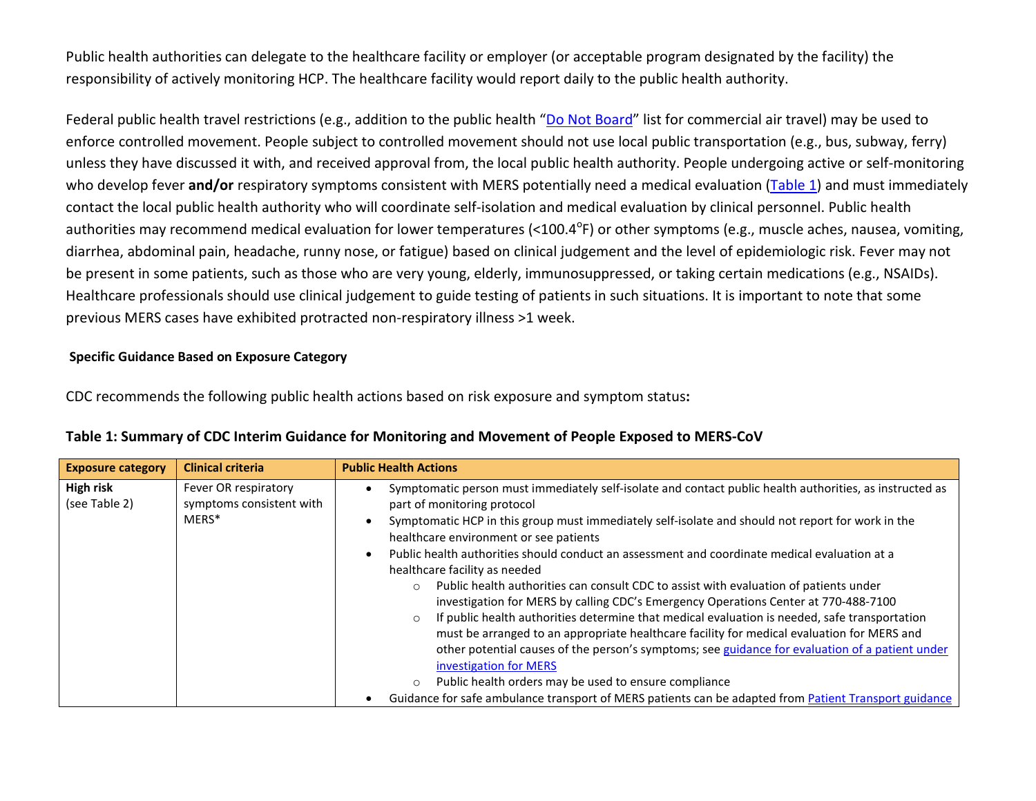Public health authorities can delegate to the healthcare facility or employer (or acceptable program designated by the facility) the responsibility of actively monitoring HCP. The healthcare facility would report daily to the public health authority.

Federal public health travel restrictions (e.g., addition to the public health "Do Not Board" list for commercial air travel) may be used to enforce controlled movement. People subject to controlled movement should not use local public transportation (e.g., bus, subway, ferry) unless they have discussed it with, and received approval from, the local public health authority. People undergoing active or self-monitoring who develop fever **and/or** respiratory symptoms consistent with MERS potentially need a medical evaluation (Table 1) and must immediately contact the local public health authority who will coordinate self-isolation and medical evaluation by clinical personnel. Public health authorities may recommend medical evaluation for lower temperatures (<100.4°F) or other symptoms (e.g., muscle aches, nausea, vomiting, diarrhea, abdominal pain, headache, runny nose, or fatigue) based on clinical judgement and the level of epidemiologic risk. Fever may not be present in some patients, such as those who are very young, elderly, immunosuppressed, or taking certain medications (e.g., NSAIDs). Healthcare professionals should use clinical judgement to guide testing of patients in such situations. It is important to note that some previous MERS cases have exhibited protracted non-respiratory illness >1 week.

**Specific Guidance Based on Exposure Category**

CDC recommends the following public health actions based on risk exposure and symptom status**:**

**Table 1: Summary of CDC Interim Guidance for Monitoring and Movement of People Exposed to MERS-CoV**

| Exposure category | Clinical criteria | Public Health Actions |
|---|---|---|
| **High risk** (see Table 2) | Fever OR respiratory symptoms consistent with MERS* | • Symptomatic person must immediately self-isolate and contact public health authorities, as instructed as part of monitoring protocol<br>• Symptomatic HCP in this group must immediately self-isolate and should not report for work in the healthcare environment or see patients<br>• Public health authorities should conduct an assessment and coordinate medical evaluation at a healthcare facility as needed<br>  ○ Public health authorities can consult CDC to assist with evaluation of patients under investigation for MERS by calling CDC's Emergency Operations Center at 770-488-7100<br>  ○ If public health authorities determine that medical evaluation is needed, safe transportation must be arranged to an appropriate healthcare facility for medical evaluation for MERS and other potential causes of the person's symptoms; see guidance for evaluation of a patient under investigation for MERS<br>  ○ Public health orders may be used to ensure compliance<br>• Guidance for safe ambulance transport of MERS patients can be adapted from Patient Transport guidance |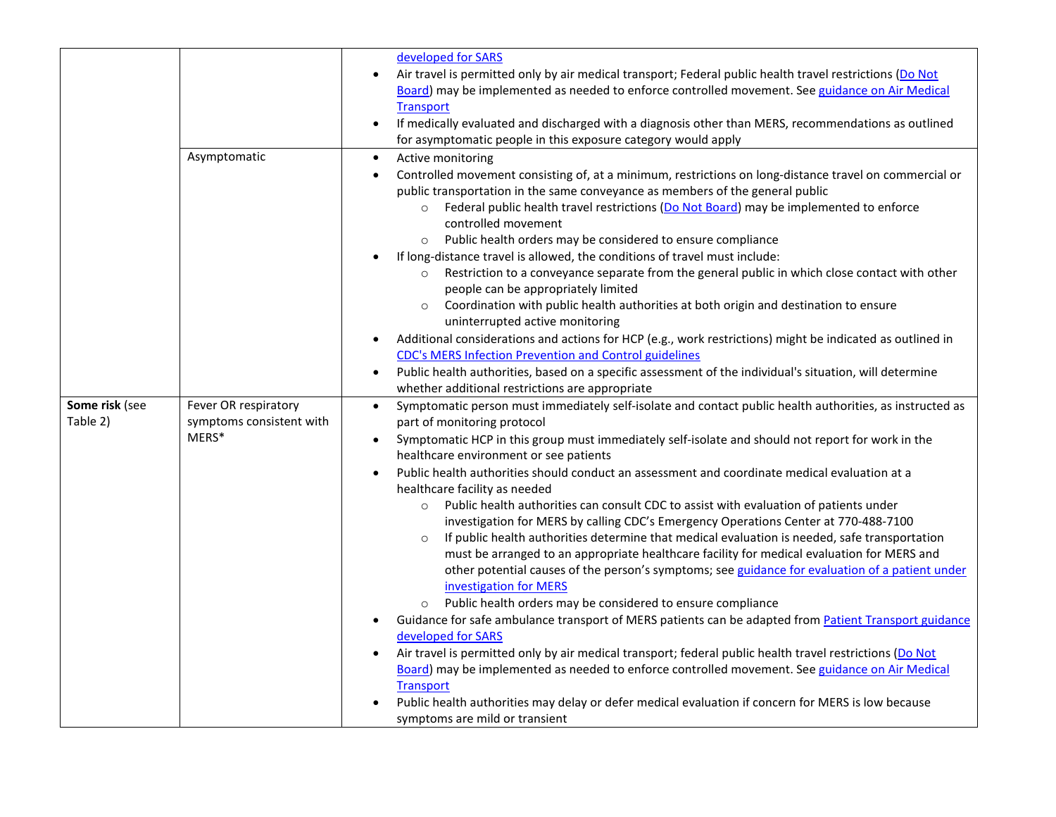| | | |
|---|---|---|
| | | developed for SARS<br>• Air travel is permitted only by air medical transport; Federal public health travel restrictions (Do Not Board) may be implemented as needed to enforce controlled movement. See guidance on Air Medical Transport<br>• If medically evaluated and discharged with a diagnosis other than MERS, recommendations as outlined for asymptomatic people in this exposure category would apply |
| | Asymptomatic | • Active monitoring<br>• Controlled movement consisting of, at a minimum, restrictions on long-distance travel on commercial or public transportation in the same conveyance as members of the general public<br>  ○ Federal public health travel restrictions (Do Not Board) may be implemented to enforce controlled movement<br>  ○ Public health orders may be considered to ensure compliance<br>• If long-distance travel is allowed, the conditions of travel must include:<br>  ○ Restriction to a conveyance separate from the general public in which close contact with other people can be appropriately limited<br>  ○ Coordination with public health authorities at both origin and destination to ensure uninterrupted active monitoring<br>• Additional considerations and actions for HCP (e.g., work restrictions) might be indicated as outlined in CDC's MERS Infection Prevention and Control guidelines<br>• Public health authorities, based on a specific assessment of the individual's situation, will determine whether additional restrictions are appropriate |
| **Some risk** (see Table 2) | Fever OR respiratory symptoms consistent with MERS* | • Symptomatic person must immediately self-isolate and contact public health authorities, as instructed as part of monitoring protocol<br>• Symptomatic HCP in this group must immediately self-isolate and should not report for work in the healthcare environment or see patients<br>• Public health authorities should conduct an assessment and coordinate medical evaluation at a healthcare facility as needed<br>  ○ Public health authorities can consult CDC to assist with evaluation of patients under investigation for MERS by calling CDC's Emergency Operations Center at 770-488-7100<br>  ○ If public health authorities determine that medical evaluation is needed, safe transportation must be arranged to an appropriate healthcare facility for medical evaluation for MERS and other potential causes of the person's symptoms; see guidance for evaluation of a patient under investigation for MERS<br>  ○ Public health orders may be considered to ensure compliance<br>• Guidance for safe ambulance transport of MERS patients can be adapted from Patient Transport guidance developed for SARS<br>• Air travel is permitted only by air medical transport; federal public health travel restrictions (Do Not Board) may be implemented as needed to enforce controlled movement. See guidance on Air Medical Transport<br>• Public health authorities may delay or defer medical evaluation if concern for MERS is low because symptoms are mild or transient |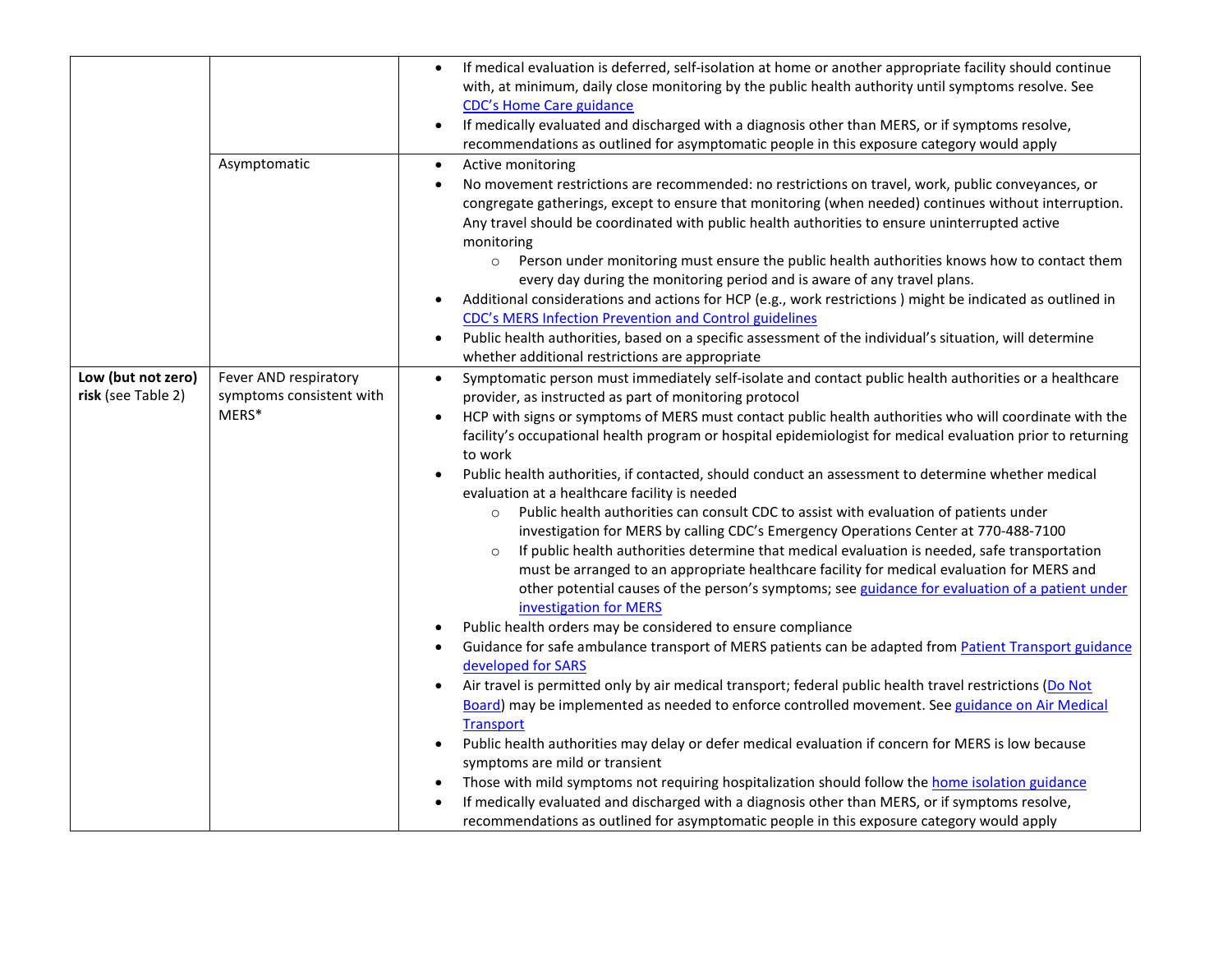| | | |
|---|---|---|
| | | • If medical evaluation is deferred, self-isolation at home or another appropriate facility should continue with, at minimum, daily close monitoring by the public health authority until symptoms resolve. See CDC's Home Care guidance<br>• If medically evaluated and discharged with a diagnosis other than MERS, or if symptoms resolve, recommendations as outlined for asymptomatic people in this exposure category would apply |
| | Asymptomatic | • Active monitoring<br>• No movement restrictions are recommended: no restrictions on travel, work, public conveyances, or congregate gatherings, except to ensure that monitoring (when needed) continues without interruption. Any travel should be coordinated with public health authorities to ensure uninterrupted active monitoring<br>&nbsp;&nbsp;&nbsp;&nbsp;○ Person under monitoring must ensure the public health authorities knows how to contact them every day during the monitoring period and is aware of any travel plans.<br>• Additional considerations and actions for HCP (e.g., work restrictions ) might be indicated as outlined in CDC's MERS Infection Prevention and Control guidelines<br>• Public health authorities, based on a specific assessment of the individual's situation, will determine whether additional restrictions are appropriate |
| **Low (but not zero) risk** (see Table 2) | Fever AND respiratory symptoms consistent with MERS* | • Symptomatic person must immediately self-isolate and contact public health authorities or a healthcare provider, as instructed as part of monitoring protocol<br>• HCP with signs or symptoms of MERS must contact public health authorities who will coordinate with the facility's occupational health program or hospital epidemiologist for medical evaluation prior to returning to work<br>• Public health authorities, if contacted, should conduct an assessment to determine whether medical evaluation at a healthcare facility is needed<br>&nbsp;&nbsp;&nbsp;&nbsp;○ Public health authorities can consult CDC to assist with evaluation of patients under investigation for MERS by calling CDC's Emergency Operations Center at 770-488-7100<br>&nbsp;&nbsp;&nbsp;&nbsp;○ If public health authorities determine that medical evaluation is needed, safe transportation must be arranged to an appropriate healthcare facility for medical evaluation for MERS and other potential causes of the person's symptoms; see guidance for evaluation of a patient under investigation for MERS<br>• Public health orders may be considered to ensure compliance<br>• Guidance for safe ambulance transport of MERS patients can be adapted from Patient Transport guidance developed for SARS<br>• Air travel is permitted only by air medical transport; federal public health travel restrictions (Do Not Board) may be implemented as needed to enforce controlled movement. See guidance on Air Medical Transport<br>• Public health authorities may delay or defer medical evaluation if concern for MERS is low because symptoms are mild or transient<br>• Those with mild symptoms not requiring hospitalization should follow the home isolation guidance<br>• If medically evaluated and discharged with a diagnosis other than MERS, or if symptoms resolve, recommendations as outlined for asymptomatic people in this exposure category would apply |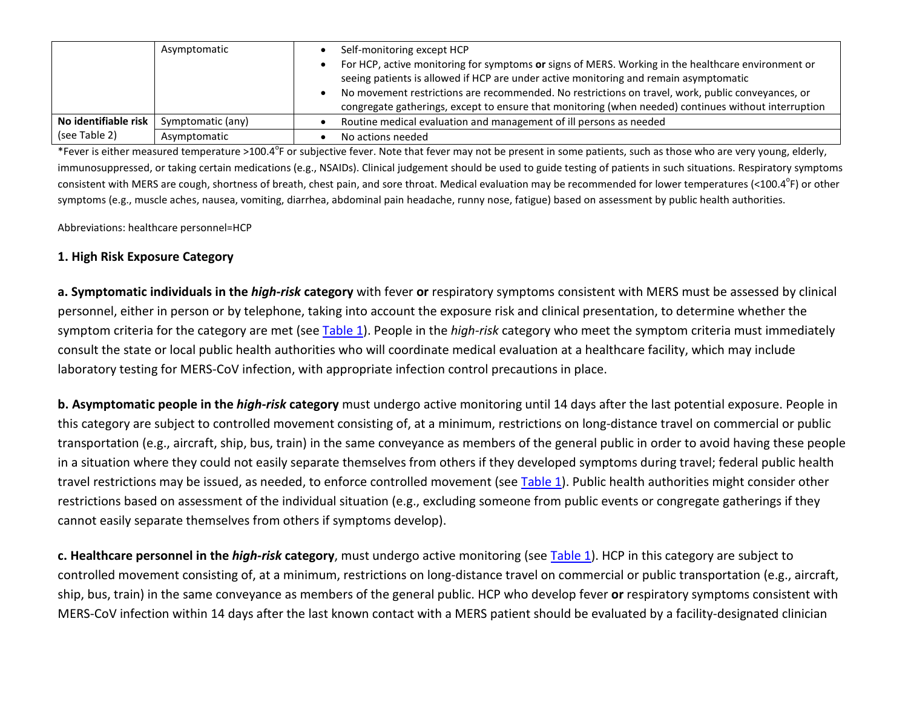|  | Asymptomatic | • Self-monitoring except HCP<br>• For HCP, active monitoring for symptoms **or** signs of MERS. Working in the healthcare environment or seeing patients is allowed if HCP are under active monitoring and remain asymptomatic<br>• No movement restrictions are recommended. No restrictions on travel, work, public conveyances, or congregate gatherings, except to ensure that monitoring (when needed) continues without interruption |
|---|---|---|
| **No identifiable risk** (see Table 2) | Symptomatic (any) | • Routine medical evaluation and management of ill persons as needed |
|  | Asymptomatic | • No actions needed |

*Fever is either measured temperature >100.4°F or subjective fever. Note that fever may not be present in some patients, such as those who are very young, elderly, immunosuppressed, or taking certain medications (e.g., NSAIDs). Clinical judgement should be used to guide testing of patients in such situations. Respiratory symptoms consistent with MERS are cough, shortness of breath, chest pain, and sore throat. Medical evaluation may be recommended for lower temperatures (<100.4°F) or other symptoms (e.g., muscle aches, nausea, vomiting, diarrhea, abdominal pain headache, runny nose, fatigue) based on assessment by public health authorities.

Abbreviations: healthcare personnel=HCP

## 1. High Risk Exposure Category

**a. Symptomatic individuals in the *high-risk* category** with fever **or** respiratory symptoms consistent with MERS must be assessed by clinical personnel, either in person or by telephone, taking into account the exposure risk and clinical presentation, to determine whether the symptom criteria for the category are met (see Table 1). People in the *high-risk* category who meet the symptom criteria must immediately consult the state or local public health authorities who will coordinate medical evaluation at a healthcare facility, which may include laboratory testing for MERS-CoV infection, with appropriate infection control precautions in place.

**b. Asymptomatic people in the *high-risk* category** must undergo active monitoring until 14 days after the last potential exposure. People in this category are subject to controlled movement consisting of, at a minimum, restrictions on long-distance travel on commercial or public transportation (e.g., aircraft, ship, bus, train) in the same conveyance as members of the general public in order to avoid having these people in a situation where they could not easily separate themselves from others if they developed symptoms during travel; federal public health travel restrictions may be issued, as needed, to enforce controlled movement (see Table 1). Public health authorities might consider other restrictions based on assessment of the individual situation (e.g., excluding someone from public events or congregate gatherings if they cannot easily separate themselves from others if symptoms develop).

**c. Healthcare personnel in the *high-risk* category**, must undergo active monitoring (see Table 1). HCP in this category are subject to controlled movement consisting of, at a minimum, restrictions on long-distance travel on commercial or public transportation (e.g., aircraft, ship, bus, train) in the same conveyance as members of the general public. HCP who develop fever **or** respiratory symptoms consistent with MERS-CoV infection within 14 days after the last known contact with a MERS patient should be evaluated by a facility-designated clinician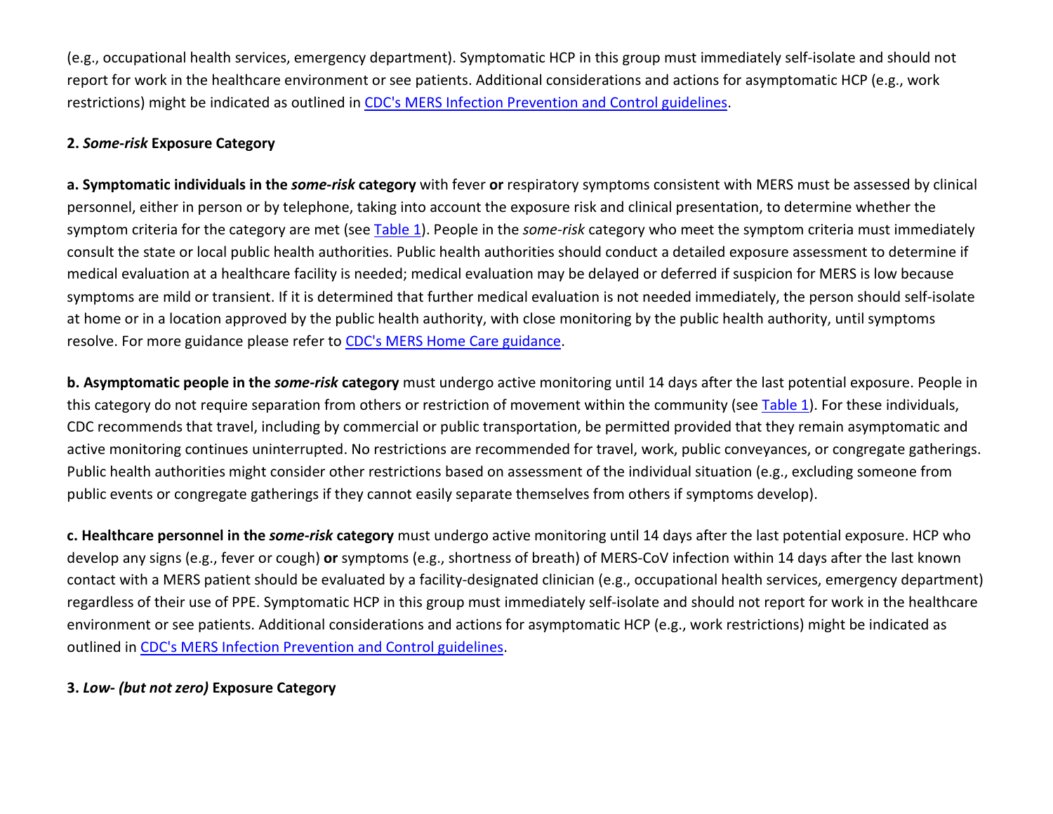(e.g., occupational health services, emergency department). Symptomatic HCP in this group must immediately self-isolate and should not report for work in the healthcare environment or see patients. Additional considerations and actions for asymptomatic HCP (e.g., work restrictions) might be indicated as outlined in CDC's MERS Infection Prevention and Control guidelines.

**2. *Some-risk* Exposure Category**

**a. Symptomatic individuals in the *some-risk* category** with fever **or** respiratory symptoms consistent with MERS must be assessed by clinical personnel, either in person or by telephone, taking into account the exposure risk and clinical presentation, to determine whether the symptom criteria for the category are met (see Table 1). People in the *some-risk* category who meet the symptom criteria must immediately consult the state or local public health authorities. Public health authorities should conduct a detailed exposure assessment to determine if medical evaluation at a healthcare facility is needed; medical evaluation may be delayed or deferred if suspicion for MERS is low because symptoms are mild or transient. If it is determined that further medical evaluation is not needed immediately, the person should self-isolate at home or in a location approved by the public health authority, with close monitoring by the public health authority, until symptoms resolve. For more guidance please refer to CDC's MERS Home Care guidance.

**b. Asymptomatic people in the *some-risk* category** must undergo active monitoring until 14 days after the last potential exposure. People in this category do not require separation from others or restriction of movement within the community (see Table 1). For these individuals, CDC recommends that travel, including by commercial or public transportation, be permitted provided that they remain asymptomatic and active monitoring continues uninterrupted. No restrictions are recommended for travel, work, public conveyances, or congregate gatherings. Public health authorities might consider other restrictions based on assessment of the individual situation (e.g., excluding someone from public events or congregate gatherings if they cannot easily separate themselves from others if symptoms develop).

**c. Healthcare personnel in the *some-risk* category** must undergo active monitoring until 14 days after the last potential exposure. HCP who develop any signs (e.g., fever or cough) **or** symptoms (e.g., shortness of breath) of MERS-CoV infection within 14 days after the last known contact with a MERS patient should be evaluated by a facility-designated clinician (e.g., occupational health services, emergency department) regardless of their use of PPE. Symptomatic HCP in this group must immediately self-isolate and should not report for work in the healthcare environment or see patients. Additional considerations and actions for asymptomatic HCP (e.g., work restrictions) might be indicated as outlined in CDC's MERS Infection Prevention and Control guidelines.

**3. *Low- (but not zero)* Exposure Category**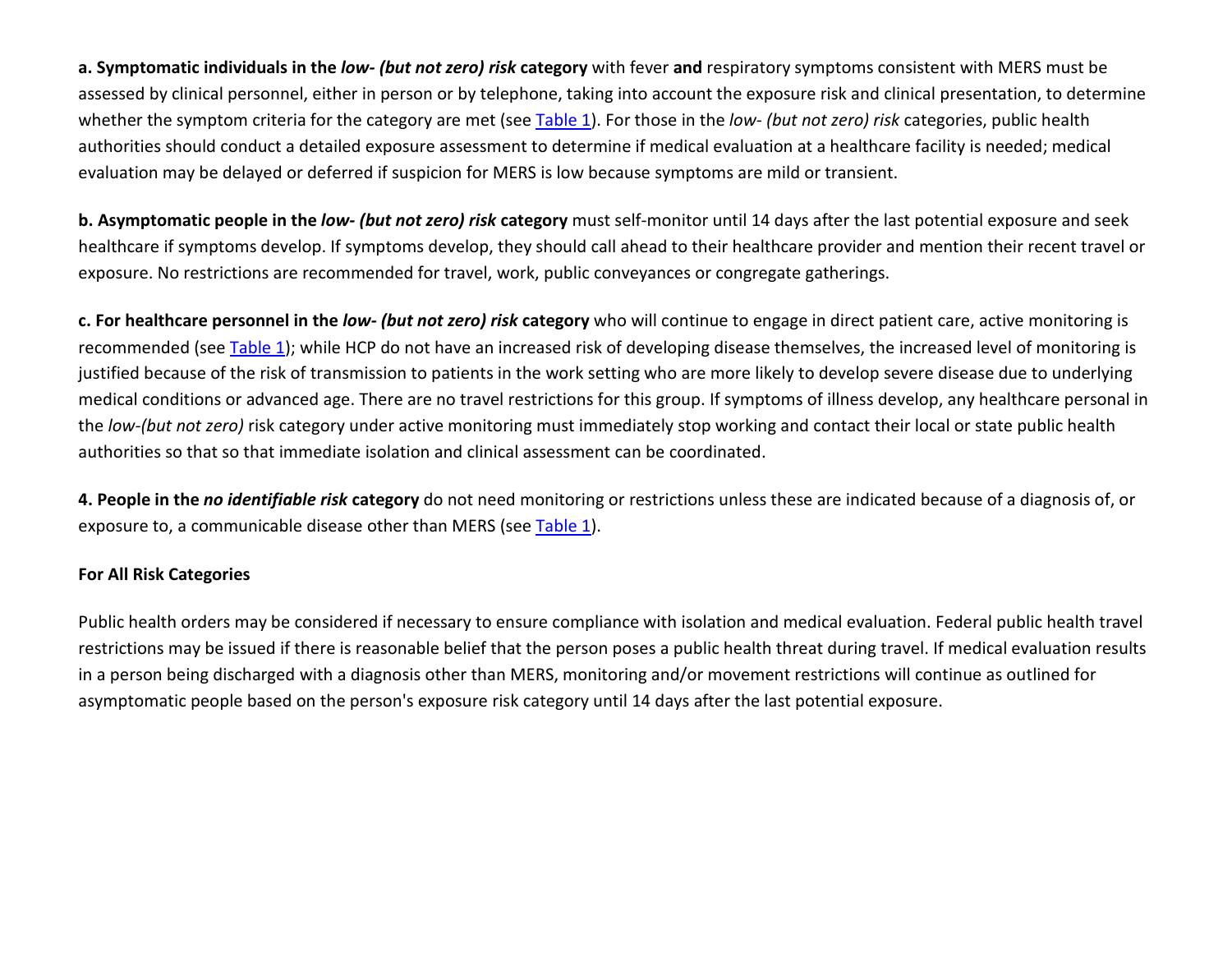**a. Symptomatic individuals in the *low- (but not zero) risk* category** with fever **and** respiratory symptoms consistent with MERS must be assessed by clinical personnel, either in person or by telephone, taking into account the exposure risk and clinical presentation, to determine whether the symptom criteria for the category are met (see Table 1). For those in the *low- (but not zero) risk* categories, public health authorities should conduct a detailed exposure assessment to determine if medical evaluation at a healthcare facility is needed; medical evaluation may be delayed or deferred if suspicion for MERS is low because symptoms are mild or transient.

**b. Asymptomatic people in the *low- (but not zero) risk* category** must self-monitor until 14 days after the last potential exposure and seek healthcare if symptoms develop. If symptoms develop, they should call ahead to their healthcare provider and mention their recent travel or exposure. No restrictions are recommended for travel, work, public conveyances or congregate gatherings.

**c. For healthcare personnel in the *low- (but not zero) risk* category** who will continue to engage in direct patient care, active monitoring is recommended (see Table 1); while HCP do not have an increased risk of developing disease themselves, the increased level of monitoring is justified because of the risk of transmission to patients in the work setting who are more likely to develop severe disease due to underlying medical conditions or advanced age. There are no travel restrictions for this group. If symptoms of illness develop, any healthcare personal in the *low-(but not zero)* risk category under active monitoring must immediately stop working and contact their local or state public health authorities so that so that immediate isolation and clinical assessment can be coordinated.

**4. People in the *no identifiable risk* category** do not need monitoring or restrictions unless these are indicated because of a diagnosis of, or exposure to, a communicable disease other than MERS (see Table 1).

**For All Risk Categories**

Public health orders may be considered if necessary to ensure compliance with isolation and medical evaluation. Federal public health travel restrictions may be issued if there is reasonable belief that the person poses a public health threat during travel. If medical evaluation results in a person being discharged with a diagnosis other than MERS, monitoring and/or movement restrictions will continue as outlined for asymptomatic people based on the person's exposure risk category until 14 days after the last potential exposure.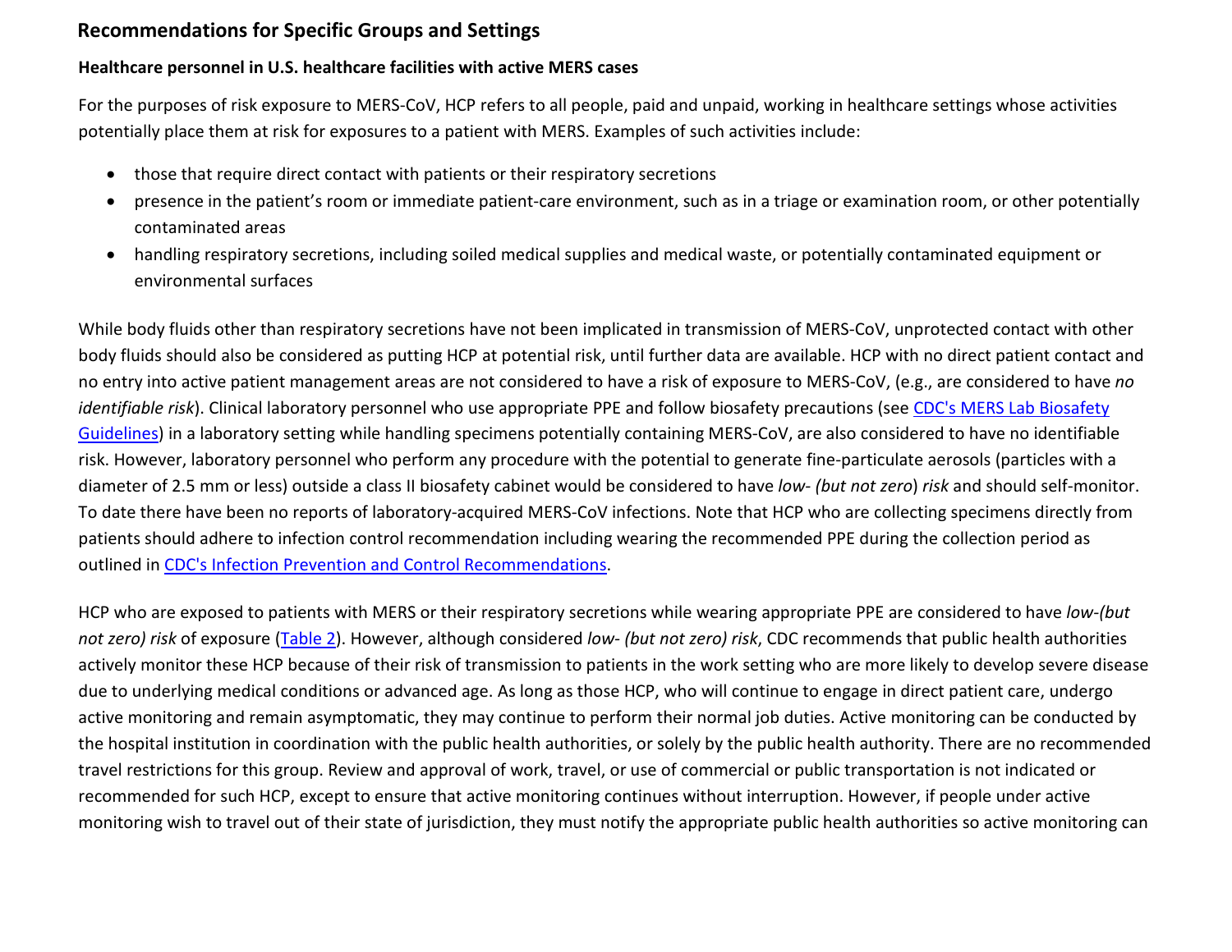## Recommendations for Specific Groups and Settings

### Healthcare personnel in U.S. healthcare facilities with active MERS cases

For the purposes of risk exposure to MERS-CoV, HCP refers to all people, paid and unpaid, working in healthcare settings whose activities potentially place them at risk for exposures to a patient with MERS. Examples of such activities include:

- those that require direct contact with patients or their respiratory secretions
- presence in the patient's room or immediate patient-care environment, such as in a triage or examination room, or other potentially contaminated areas
- handling respiratory secretions, including soiled medical supplies and medical waste, or potentially contaminated equipment or environmental surfaces

While body fluids other than respiratory secretions have not been implicated in transmission of MERS-CoV, unprotected contact with other body fluids should also be considered as putting HCP at potential risk, until further data are available. HCP with no direct patient contact and no entry into active patient management areas are not considered to have a risk of exposure to MERS-CoV, (e.g., are considered to have *no identifiable risk*). Clinical laboratory personnel who use appropriate PPE and follow biosafety precautions (see CDC's MERS Lab Biosafety Guidelines) in a laboratory setting while handling specimens potentially containing MERS-CoV, are also considered to have no identifiable risk. However, laboratory personnel who perform any procedure with the potential to generate fine-particulate aerosols (particles with a diameter of 2.5 mm or less) outside a class II biosafety cabinet would be considered to have *low- (but not zero*) *risk* and should self-monitor. To date there have been no reports of laboratory-acquired MERS-CoV infections. Note that HCP who are collecting specimens directly from patients should adhere to infection control recommendation including wearing the recommended PPE during the collection period as outlined in CDC's Infection Prevention and Control Recommendations.

HCP who are exposed to patients with MERS or their respiratory secretions while wearing appropriate PPE are considered to have *low-(but not zero) risk* of exposure (Table 2). However, although considered *low- (but not zero) risk*, CDC recommends that public health authorities actively monitor these HCP because of their risk of transmission to patients in the work setting who are more likely to develop severe disease due to underlying medical conditions or advanced age. As long as those HCP, who will continue to engage in direct patient care, undergo active monitoring and remain asymptomatic, they may continue to perform their normal job duties. Active monitoring can be conducted by the hospital institution in coordination with the public health authorities, or solely by the public health authority. There are no recommended travel restrictions for this group. Review and approval of work, travel, or use of commercial or public transportation is not indicated or recommended for such HCP, except to ensure that active monitoring continues without interruption. However, if people under active monitoring wish to travel out of their state of jurisdiction, they must notify the appropriate public health authorities so active monitoring can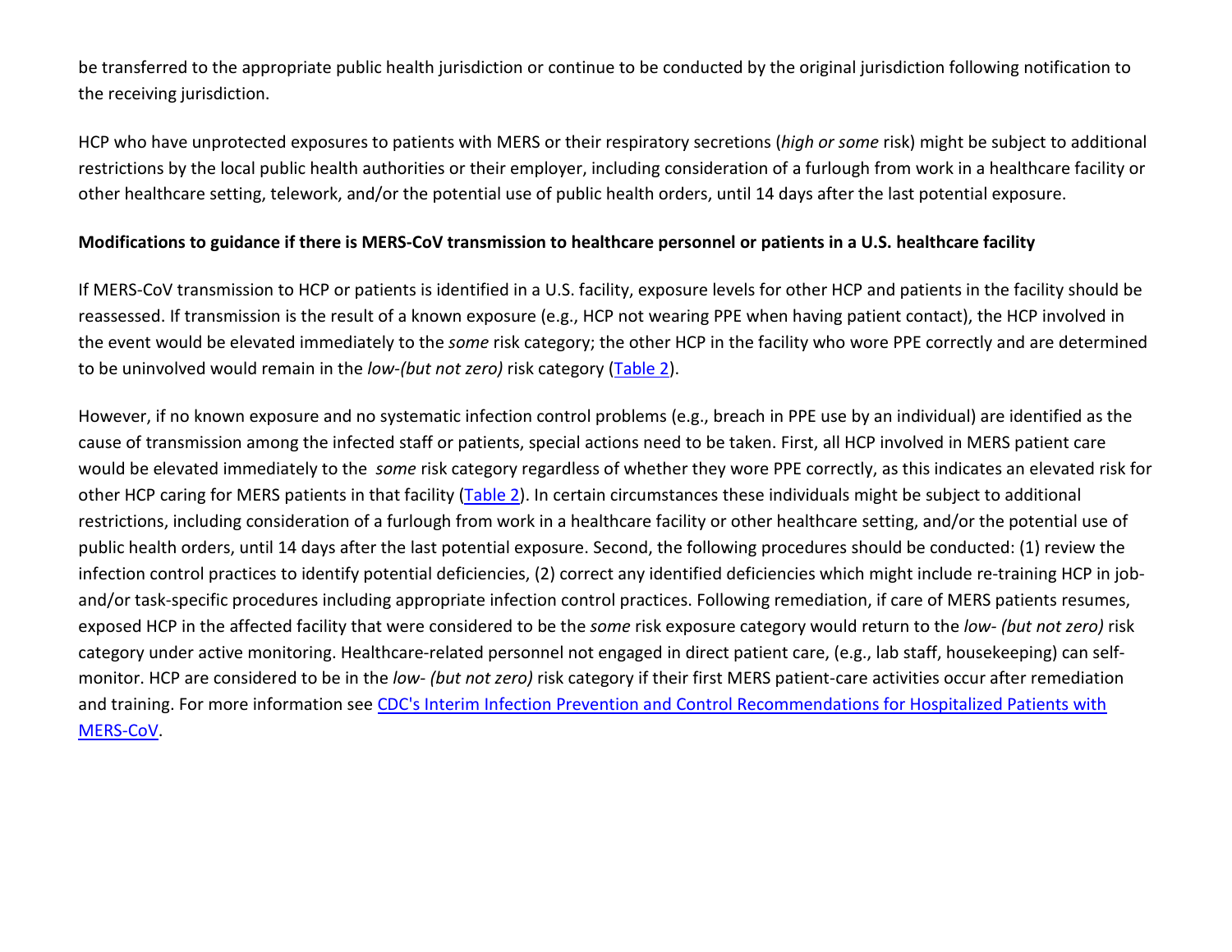be transferred to the appropriate public health jurisdiction or continue to be conducted by the original jurisdiction following notification to the receiving jurisdiction.

HCP who have unprotected exposures to patients with MERS or their respiratory secretions (*high or some* risk) might be subject to additional restrictions by the local public health authorities or their employer, including consideration of a furlough from work in a healthcare facility or other healthcare setting, telework, and/or the potential use of public health orders, until 14 days after the last potential exposure.

**Modifications to guidance if there is MERS-CoV transmission to healthcare personnel or patients in a U.S. healthcare facility**

If MERS-CoV transmission to HCP or patients is identified in a U.S. facility, exposure levels for other HCP and patients in the facility should be reassessed. If transmission is the result of a known exposure (e.g., HCP not wearing PPE when having patient contact), the HCP involved in the event would be elevated immediately to the *some* risk category; the other HCP in the facility who wore PPE correctly and are determined to be uninvolved would remain in the *low-(but not zero)* risk category (Table 2).

However, if no known exposure and no systematic infection control problems (e.g., breach in PPE use by an individual) are identified as the cause of transmission among the infected staff or patients, special actions need to be taken. First, all HCP involved in MERS patient care would be elevated immediately to the *some* risk category regardless of whether they wore PPE correctly, as this indicates an elevated risk for other HCP caring for MERS patients in that facility (Table 2). In certain circumstances these individuals might be subject to additional restrictions, including consideration of a furlough from work in a healthcare facility or other healthcare setting, and/or the potential use of public health orders, until 14 days after the last potential exposure. Second, the following procedures should be conducted: (1) review the infection control practices to identify potential deficiencies, (2) correct any identified deficiencies which might include re-training HCP in job- and/or task-specific procedures including appropriate infection control practices. Following remediation, if care of MERS patients resumes, exposed HCP in the affected facility that were considered to be the *some* risk exposure category would return to the *low- (but not zero)* risk category under active monitoring. Healthcare-related personnel not engaged in direct patient care, (e.g., lab staff, housekeeping) can self-monitor. HCP are considered to be in the *low- (but not zero)* risk category if their first MERS patient-care activities occur after remediation and training. For more information see CDC's Interim Infection Prevention and Control Recommendations for Hospitalized Patients with MERS-CoV.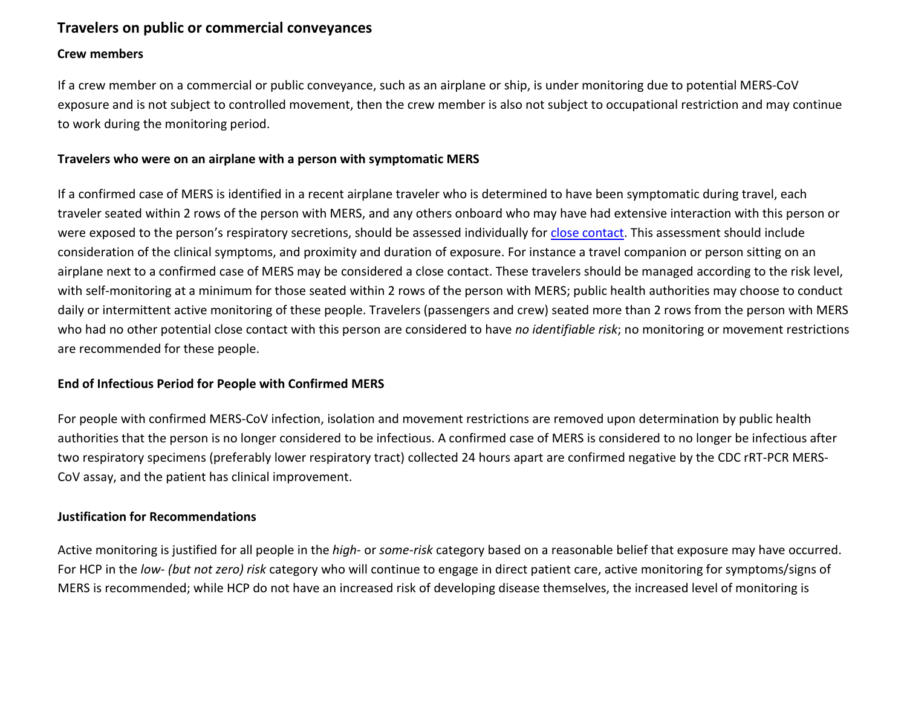## Travelers on public or commercial conveyances

### Crew members

If a crew member on a commercial or public conveyance, such as an airplane or ship, is under monitoring due to potential MERS-CoV exposure and is not subject to controlled movement, then the crew member is also not subject to occupational restriction and may continue to work during the monitoring period.

### Travelers who were on an airplane with a person with symptomatic MERS

If a confirmed case of MERS is identified in a recent airplane traveler who is determined to have been symptomatic during travel, each traveler seated within 2 rows of the person with MERS, and any others onboard who may have had extensive interaction with this person or were exposed to the person's respiratory secretions, should be assessed individually for close contact. This assessment should include consideration of the clinical symptoms, and proximity and duration of exposure. For instance a travel companion or person sitting on an airplane next to a confirmed case of MERS may be considered a close contact. These travelers should be managed according to the risk level, with self-monitoring at a minimum for those seated within 2 rows of the person with MERS; public health authorities may choose to conduct daily or intermittent active monitoring of these people. Travelers (passengers and crew) seated more than 2 rows from the person with MERS who had no other potential close contact with this person are considered to have *no identifiable risk*; no monitoring or movement restrictions are recommended for these people.

### End of Infectious Period for People with Confirmed MERS

For people with confirmed MERS-CoV infection, isolation and movement restrictions are removed upon determination by public health authorities that the person is no longer considered to be infectious. A confirmed case of MERS is considered to no longer be infectious after two respiratory specimens (preferably lower respiratory tract) collected 24 hours apart are confirmed negative by the CDC rRT-PCR MERS-CoV assay, and the patient has clinical improvement.

### Justification for Recommendations

Active monitoring is justified for all people in the *high-* or *some-risk* category based on a reasonable belief that exposure may have occurred. For HCP in the *low- (but not zero) risk* category who will continue to engage in direct patient care, active monitoring for symptoms/signs of MERS is recommended; while HCP do not have an increased risk of developing disease themselves, the increased level of monitoring is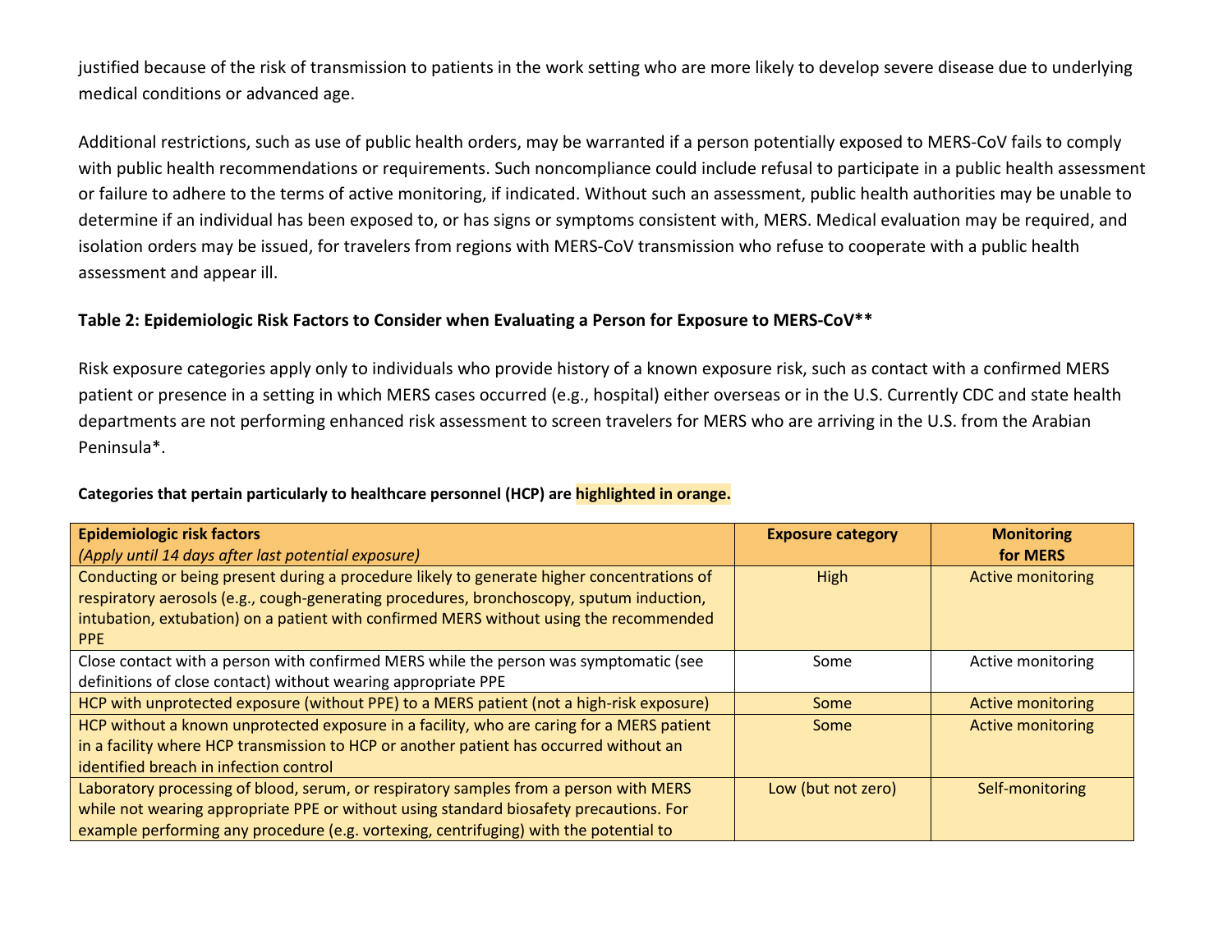justified because of the risk of transmission to patients in the work setting who are more likely to develop severe disease due to underlying medical conditions or advanced age.

Additional restrictions, such as use of public health orders, may be warranted if a person potentially exposed to MERS-CoV fails to comply with public health recommendations or requirements. Such noncompliance could include refusal to participate in a public health assessment or failure to adhere to the terms of active monitoring, if indicated. Without such an assessment, public health authorities may be unable to determine if an individual has been exposed to, or has signs or symptoms consistent with, MERS. Medical evaluation may be required, and isolation orders may be issued, for travelers from regions with MERS-CoV transmission who refuse to cooperate with a public health assessment and appear ill.

**Table 2: Epidemiologic Risk Factors to Consider when Evaluating a Person for Exposure to MERS-CoV****

Risk exposure categories apply only to individuals who provide history of a known exposure risk, such as contact with a confirmed MERS patient or presence in a setting in which MERS cases occurred (e.g., hospital) either overseas or in the U.S. Currently CDC and state health departments are not performing enhanced risk assessment to screen travelers for MERS who are arriving in the U.S. from the Arabian Peninsula*.

**Categories that pertain particularly to healthcare personnel (HCP) are highlighted in orange.**

| **Epidemiologic risk factors** *(Apply until 14 days after last potential exposure)* | **Exposure category** | **Monitoring for MERS** |
|---|---|---|
| Conducting or being present during a procedure likely to generate higher concentrations of respiratory aerosols (e.g., cough-generating procedures, bronchoscopy, sputum induction, intubation, extubation) on a patient with confirmed MERS without using the recommended PPE | High | Active monitoring |
| Close contact with a person with confirmed MERS while the person was symptomatic (see definitions of close contact) without wearing appropriate PPE | Some | Active monitoring |
| HCP with unprotected exposure (without PPE) to a MERS patient (not a high-risk exposure) | Some | Active monitoring |
| HCP without a known unprotected exposure in a facility, who are caring for a MERS patient in a facility where HCP transmission to HCP or another patient has occurred without an identified breach in infection control | Some | Active monitoring |
| Laboratory processing of blood, serum, or respiratory samples from a person with MERS while not wearing appropriate PPE or without using standard biosafety precautions. For example performing any procedure (e.g. vortexing, centrifuging) with the potential to | Low (but not zero) | Self-monitoring |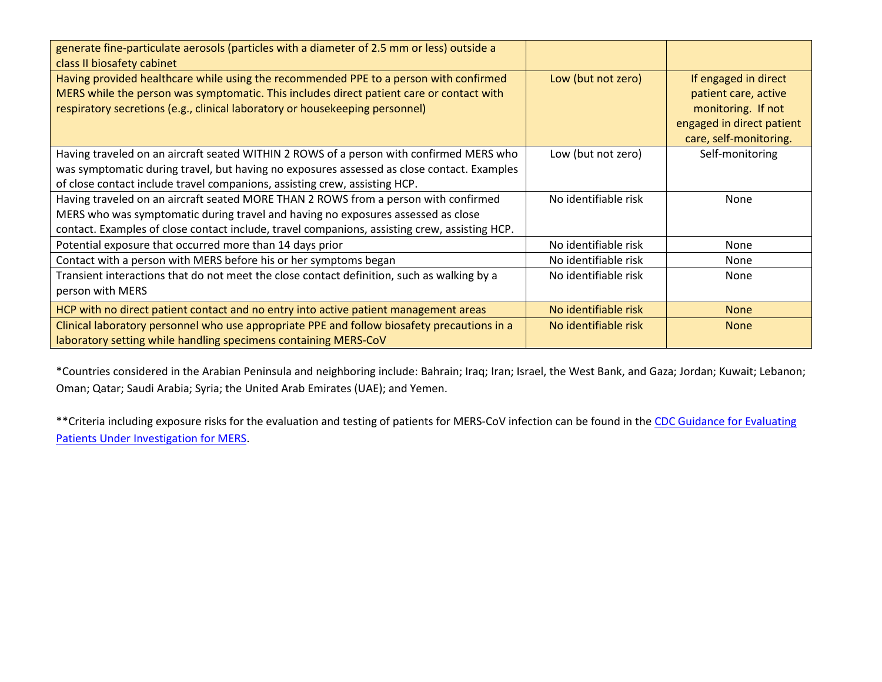| | | |
|---|---|---|
| generate fine-particulate aerosols (particles with a diameter of 2.5 mm or less) outside a class II biosafety cabinet | | |
| Having provided healthcare while using the recommended PPE to a person with confirmed MERS while the person was symptomatic. This includes direct patient care or contact with respiratory secretions (e.g., clinical laboratory or housekeeping personnel) | Low (but not zero) | If engaged in direct patient care, active monitoring. If not engaged in direct patient care, self-monitoring. |
| Having traveled on an aircraft seated WITHIN 2 ROWS of a person with confirmed MERS who was symptomatic during travel, but having no exposures assessed as close contact. Examples of close contact include travel companions, assisting crew, assisting HCP. | Low (but not zero) | Self-monitoring |
| Having traveled on an aircraft seated MORE THAN 2 ROWS from a person with confirmed MERS who was symptomatic during travel and having no exposures assessed as close contact. Examples of close contact include, travel companions, assisting crew, assisting HCP. | No identifiable risk | None |
| Potential exposure that occurred more than 14 days prior | No identifiable risk | None |
| Contact with a person with MERS before his or her symptoms began | No identifiable risk | None |
| Transient interactions that do not meet the close contact definition, such as walking by a person with MERS | No identifiable risk | None |
| HCP with no direct patient contact and no entry into active patient management areas | No identifiable risk | None |
| Clinical laboratory personnel who use appropriate PPE and follow biosafety precautions in a laboratory setting while handling specimens containing MERS-CoV | No identifiable risk | None |

*Countries considered in the Arabian Peninsula and neighboring include: Bahrain; Iraq; Iran; Israel, the West Bank, and Gaza; Jordan; Kuwait; Lebanon; Oman; Qatar; Saudi Arabia; Syria; the United Arab Emirates (UAE); and Yemen.

**Criteria including exposure risks for the evaluation and testing of patients for MERS-CoV infection can be found in the CDC Guidance for Evaluating Patients Under Investigation for MERS.